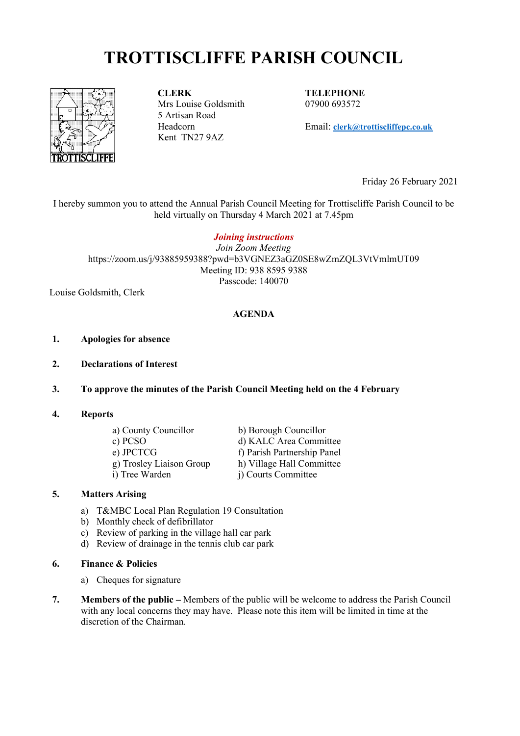# TROTTISCLIFFE PARISH COUNCIL

**CLERK**
Mrs Louise Goldsmith
5 Artisan Road
Headcorn
Kent TN27 9AZ

**TELEPHONE**
07900 693572

Email: **clerk@trottiscliffepc.co.uk**

Friday 26 February 2021

I hereby summon you to attend the Annual Parish Council Meeting for Trottiscliffe Parish Council to be held virtually on Thursday 4 March 2021 at 7.45pm

***Joining instructions***
*Join Zoom Meeting*
https://zoom.us/j/93885959388?pwd=b3VGNEZ3aGZ0SE8wZmZQL3VtVmlmUT09
Meeting ID: 938 8595 9388
Passcode: 140070

Louise Goldsmith, Clerk

**AGENDA**

1. **Apologies for absence**

2. **Declarations of Interest**

3. **To approve the minutes of the Parish Council Meeting held on the 4 February**

4. **Reports**

   a) County Councillor
   b) Borough Councillor
   c) PCSO
   d) KALC Area Committee
   e) JPCTCG
   f) Parish Partnership Panel
   g) Trosley Liaison Group
   h) Village Hall Committee
   i) Tree Warden
   j) Courts Committee

5. **Matters Arising**

   a) T&MBC Local Plan Regulation 19 Consultation
   b) Monthly check of defibrillator
   c) Review of parking in the village hall car park
   d) Review of drainage in the tennis club car park

6. **Finance & Policies**

   a) Cheques for signature

7. **Members of the public –** Members of the public will be welcome to address the Parish Council with any local concerns they may have. Please note this item will be limited in time at the discretion of the Chairman.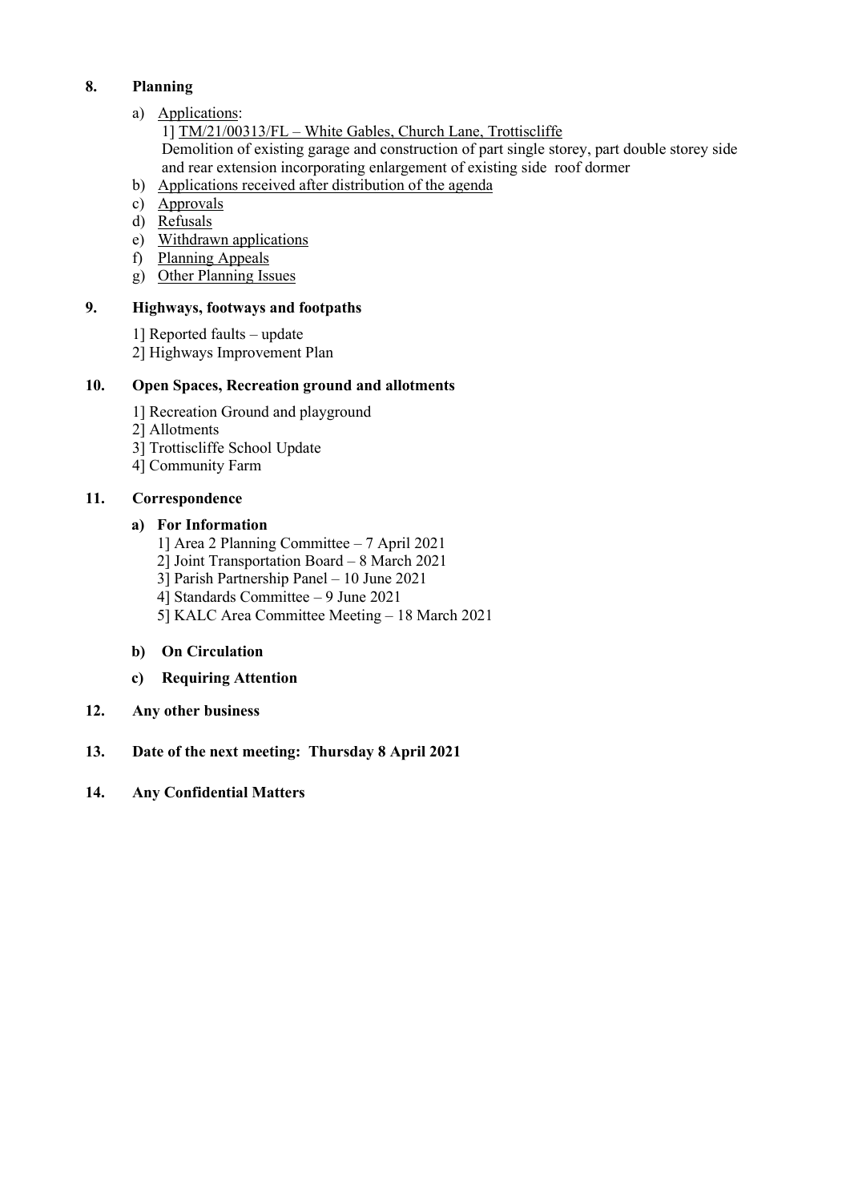## 8. Planning

a) Applications:
   1] TM/21/00313/FL – White Gables, Church Lane, Trottiscliffe
   Demolition of existing garage and construction of part single storey, part double storey side and rear extension incorporating enlargement of existing side roof dormer

b) Applications received after distribution of the agenda

c) Approvals

d) Refusals

e) Withdrawn applications

f) Planning Appeals

g) Other Planning Issues

## 9. Highways, footways and footpaths

1] Reported faults – update
2] Highways Improvement Plan

## 10. Open Spaces, Recreation ground and allotments

1] Recreation Ground and playground
2] Allotments
3] Trottiscliffe School Update
4] Community Farm

## 11. Correspondence

**a) For Information**

1] Area 2 Planning Committee – 7 April 2021
2] Joint Transportation Board – 8 March 2021
3] Parish Partnership Panel – 10 June 2021
4] Standards Committee – 9 June 2021
5] KALC Area Committee Meeting – 18 March 2021

**b) On Circulation**

**c) Requiring Attention**

## 12. Any other business

## 13. Date of the next meeting: Thursday 8 April 2021

## 14. Any Confidential Matters